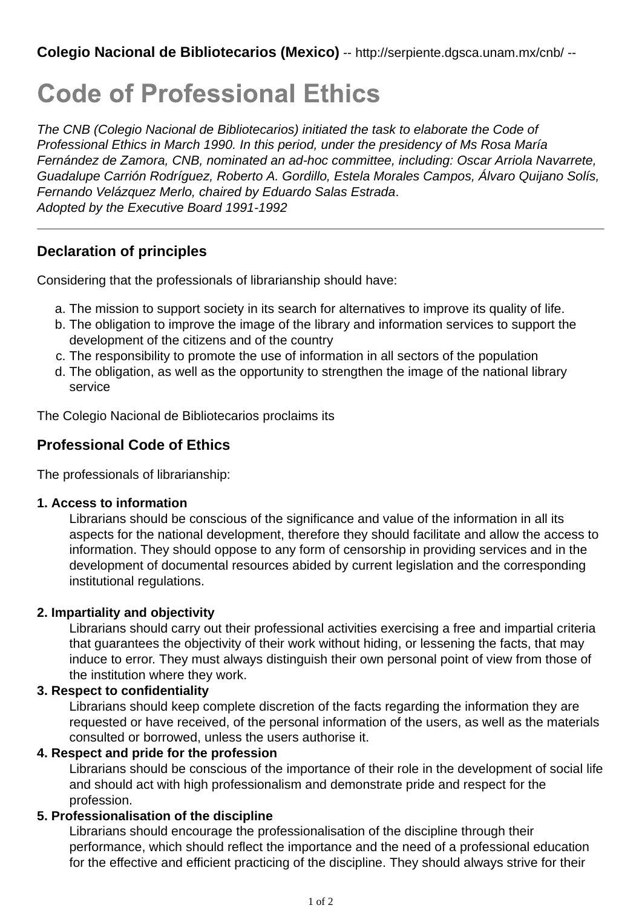**Colegio Nacional de Bibliotecarios (Mexico)** -- http://serpiente.dgsca.unam.mx/cnb/ --

# Code of Professional Ethics

*The CNB (Colegio Nacional de Bibliotecarios) initiated the task to elaborate the Code of Professional Ethics in March 1990. In this period, under the presidency of Ms Rosa María Fernández de Zamora, CNB, nominated an ad-hoc committee, including: Oscar Arriola Navarrete, Guadalupe Carrión Rodríguez, Roberto A. Gordillo, Estela Morales Campos, Álvaro Quijano Solís, Fernando Velázquez Merlo, chaired by Eduardo Salas Estrada*.
*Adopted by the Executive Board 1991-1992*

---

## Declaration of principles

Considering that the professionals of librarianship should have:

a. The mission to support society in its search for alternatives to improve its quality of life.
b. The obligation to improve the image of the library and information services to support the development of the citizens and of the country
c. The responsibility to promote the use of information in all sectors of the population
d. The obligation, as well as the opportunity to strengthen the image of the national library service

The Colegio Nacional de Bibliotecarios proclaims its

## Professional Code of Ethics

The professionals of librarianship:

**1. Access to information**

Librarians should be conscious of the significance and value of the information in all its aspects for the national development, therefore they should facilitate and allow the access to information. They should oppose to any form of censorship in providing services and in the development of documental resources abided by current legislation and the corresponding institutional regulations.

**2. Impartiality and objectivity**

Librarians should carry out their professional activities exercising a free and impartial criteria that guarantees the objectivity of their work without hiding, or lessening the facts, that may induce to error. They must always distinguish their own personal point of view from those of the institution where they work.

**3. Respect to confidentiality**

Librarians should keep complete discretion of the facts regarding the information they are requested or have received, of the personal information of the users, as well as the materials consulted or borrowed, unless the users authorise it.

**4. Respect and pride for the profession**

Librarians should be conscious of the importance of their role in the development of social life and should act with high professionalism and demonstrate pride and respect for the profession.

**5. Professionalisation of the discipline**

Librarians should encourage the professionalisation of the discipline through their performance, which should reflect the importance and the need of a professional education for the effective and efficient practicing of the discipline. They should always strive for their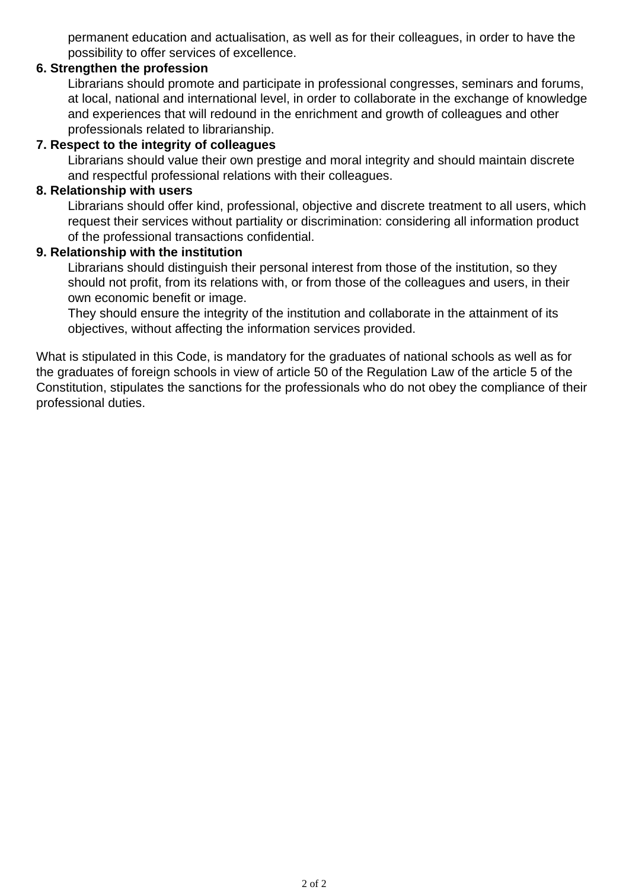permanent education and actualisation, as well as for their colleagues, in order to have the possibility to offer services of excellence.

**6. Strengthen the profession**

Librarians should promote and participate in professional congresses, seminars and forums, at local, national and international level, in order to collaborate in the exchange of knowledge and experiences that will redound in the enrichment and growth of colleagues and other professionals related to librarianship.

**7. Respect to the integrity of colleagues**

Librarians should value their own prestige and moral integrity and should maintain discrete and respectful professional relations with their colleagues.

**8. Relationship with users**

Librarians should offer kind, professional, objective and discrete treatment to all users, which request their services without partiality or discrimination: considering all information product of the professional transactions confidential.

**9. Relationship with the institution**

Librarians should distinguish their personal interest from those of the institution, so they should not profit, from its relations with, or from those of the colleagues and users, in their own economic benefit or image.

They should ensure the integrity of the institution and collaborate in the attainment of its objectives, without affecting the information services provided.

What is stipulated in this Code, is mandatory for the graduates of national schools as well as for the graduates of foreign schools in view of article 50 of the Regulation Law of the article 5 of the Constitution, stipulates the sanctions for the professionals who do not obey the compliance of their professional duties.